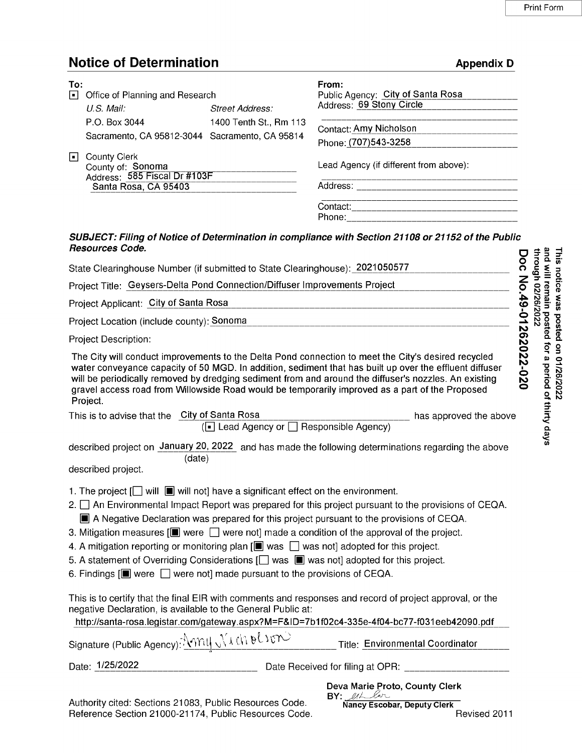# Notice of Determination

**Appendix D**

**To:**

[■] Office of Planning and Research

| *U.S. Mail:* | *Street Address:* |
|---|---|
| P.O. Box 3044 | 1400 Tenth St., Rm 113 |
| Sacramento, CA 95812-3044 | Sacramento, CA 95814 |

[■] County Clerk
County of: Sonoma
Address: 585 Fiscal Dr #103F
Santa Rosa, CA 95403

**From:**

Public Agency: City of Santa Rosa
Address: 69 Stony Circle

Contact: Amy Nicholson
Phone: (707)543-3258

Lead Agency (if different from above):

Address:

Contact:
Phone:

This notice was posted on 01/26/2022 and will remain posted for a period of thirty days through 02/26/2022
Doc No.49-01262022-020

***SUBJECT: Filing of Notice of Determination in compliance with Section 21108 or 21152 of the Public Resources Code.***

State Clearinghouse Number (if submitted to State Clearinghouse): 2021050577

Project Title: Geysers-Delta Pond Connection/Diffuser Improvements Project

Project Applicant: City of Santa Rosa

Project Location (include county): Sonoma

Project Description:

The City will conduct improvements to the Delta Pond connection to meet the City's desired recycled water conveyance capacity of 50 MGD. In addition, sediment that has built up over the effluent diffuser will be periodically removed by dredging sediment from and around the diffuser's nozzles. An existing gravel access road from Willowside Road would be temporarily improved as a part of the Proposed Project.

This is to advise that the City of Santa Rosa has approved the above
([■] Lead Agency or [ ] Responsible Agency)

described project on January 20, 2022 (date) and has made the following determinations regarding the above described project.

1. The project [ ] will [■] will not] have a significant effect on the environment.
2. [ ] An Environmental Impact Report was prepared for this project pursuant to the provisions of CEQA.
   [■] A Negative Declaration was prepared for this project pursuant to the provisions of CEQA.
3. Mitigation measures [[■] were [ ] were not] made a condition of the approval of the project.
4. A mitigation reporting or monitoring plan [[■] was [ ] was not] adopted for this project.
5. A statement of Overriding Considerations [[ ] was [■] was not] adopted for this project.
6. Findings [[■] were [ ] were not] made pursuant to the provisions of CEQA.

This is to certify that the final EIR with comments and responses and record of project approval, or the negative Declaration, is available to the General Public at:
http://santa-rosa.legistar.com/gateway.aspx?M=F&ID=7b1f02c4-335e-4f04-bc77-f031eeb42090.pdf

Signature (Public Agency): Amy Nicholson Title: Environmental Coordinator

Date: 1/25/2022 Date Received for filing at OPR:

Deva Marie Proto, County Clerk
BY: [signature]
Nancy Escobar, Deputy Clerk

Authority cited: Sections 21083, Public Resources Code.
Reference Section 21000-21174, Public Resources Code.

Revised 2011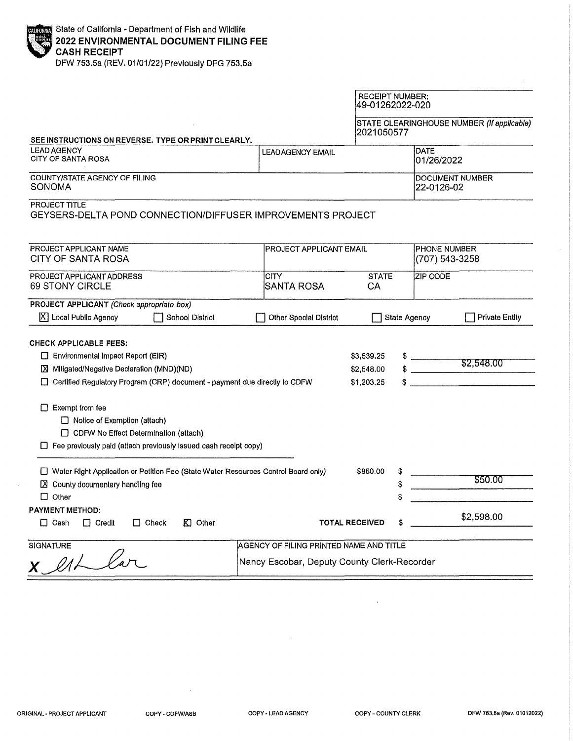State of California - Department of Fish and Wildlife
**2022 ENVIRONMENTAL DOCUMENT FILING FEE**
**CASH RECEIPT**
DFW 753.5a (REV. 01/01/22) Previously DFG 753.5a

RECEIPT NUMBER:
49-01262022-020

STATE CLEARINGHOUSE NUMBER *(If applicable)*
2021050577

**SEE INSTRUCTIONS ON REVERSE. TYPE OR PRINT CLEARLY.**

| LEAD AGENCY | LEAD AGENCY EMAIL | DATE |
|---|---|---|
| CITY OF SANTA ROSA | | 01/26/2022 |

| COUNTY/STATE AGENCY OF FILING | DOCUMENT NUMBER |
|---|---|
| SONOMA | 22-0126-02 |

PROJECT TITLE
GEYSERS-DELTA POND CONNECTION/DIFFUSER IMPROVEMENTS PROJECT

| PROJECT APPLICANT NAME | PROJECT APPLICANT EMAIL | | PHONE NUMBER |
|---|---|---|---|
| CITY OF SANTA ROSA | | | (707) 543-3258 |
| **PROJECT APPLICANT ADDRESS** | **CITY** | **STATE** | **ZIP CODE** |
| 69 STONY CIRCLE | SANTA ROSA | CA | |

**PROJECT APPLICANT** *(Check appropriate box)*

- [X] Local Public Agency
- [ ] School District
- [ ] Other Special District
- [ ] State Agency
- [ ] Private Entity

**CHECK APPLICABLE FEES:**

| Fee | Amount | Paid |
|---|---|---|
| [ ] Environmental Impact Report (EIR) | $3,539.25 | $ |
| [X] Mitigated/Negative Declaration (MND)(ND) | $2,548.00 | $2,548.00 |
| [ ] Certified Regulatory Program (CRP) document - payment due directly to CDFW | $1,203.25 | $ |

- [ ] Exempt from fee
  - [ ] Notice of Exemption (attach)
  - [ ] CDFW No Effect Determination (attach)
- [ ] Fee previously paid (attach previously issued cash receipt copy)

| Fee | Amount | Paid |
|---|---|---|
| [ ] Water Right Application or Petition Fee (State Water Resources Control Board only) | $850.00 | $ |
| [X] County documentary handling fee | | $50.00 |
| [ ] Other | | $ |

**PAYMENT METHOD:**

- [ ] Cash
- [ ] Credit
- [ ] Check
- [X] Other

**TOTAL RECEIVED** $ $2,598.00

| SIGNATURE | AGENCY OF FILING PRINTED NAME AND TITLE |
|---|---|
| X [signature] | Nancy Escobar, Deputy County Clerk-Recorder |

ORIGINAL - PROJECT APPLICANT | COPY - CDFW/ASB | COPY - LEAD AGENCY | COPY - COUNTY CLERK | DFW 753.5a (Rev. 01012022)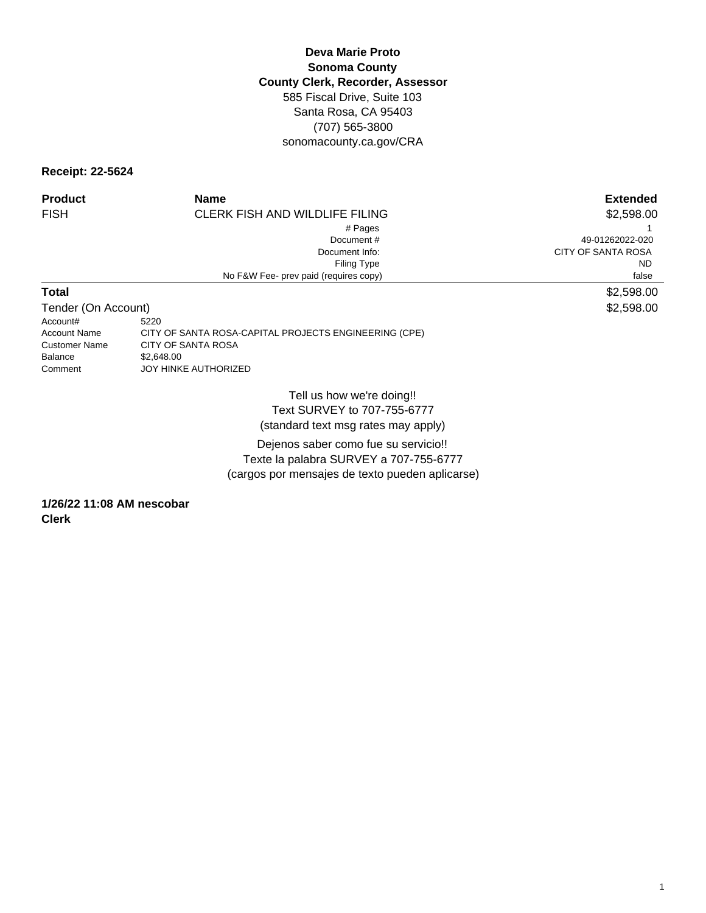**Deva Marie Proto**
**Sonoma County**
**County Clerk, Recorder, Assessor**
585 Fiscal Drive, Suite 103
Santa Rosa, CA 95403
(707) 565-3800
sonomacounty.ca.gov/CRA

**Receipt: 22-5624**

| **Product** | **Name** | **Extended** |
|---|---|---|
| FISH | CLERK FISH AND WILDLIFE FILING | $2,598.00 |
| | # Pages | 1 |
| | Document # | 49-01262022-020 |
| | Document Info: | CITY OF SANTA ROSA |
| | Filing Type | ND |
| | No F&W Fee- prev paid (requires copy) | false |
| **Total** | | $2,598.00 |
| Tender (On Account) | | $2,598.00 |

| | |
|---|---|
| Account# | 5220 |
| Account Name | CITY OF SANTA ROSA-CAPITAL PROJECTS ENGINEERING (CPE) |
| Customer Name | CITY OF SANTA ROSA |
| Balance | $2,648.00 |
| Comment | JOY HINKE AUTHORIZED |

Tell us how we're doing!!
Text SURVEY to 707-755-6777
(standard text msg rates may apply)

Dejenos saber como fue su servicio!!
Texte la palabra SURVEY a 707-755-6777
(cargos por mensajes de texto pueden aplicarse)

**1/26/22 11:08 AM nescobar**
**Clerk**